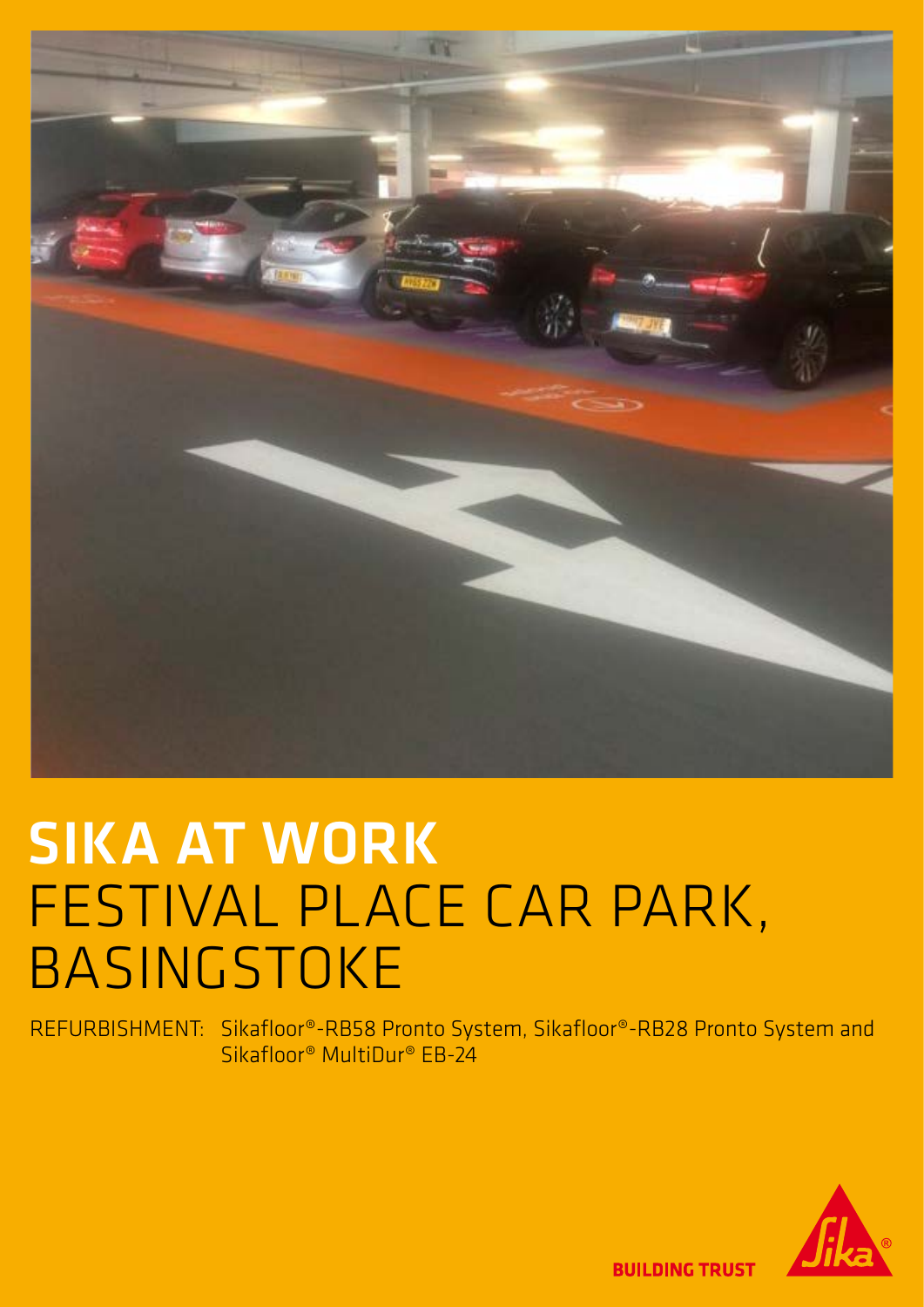# SIKA AT WORK
## FESTIVAL PLACE CAR PARK, BASINGSTOKE

REFURBISHMENT: Sikafloor®-RB58 Pronto System, Sikafloor®-RB28 Pronto System and Sikafloor® MultiDur® EB-24

BUILDING TRUST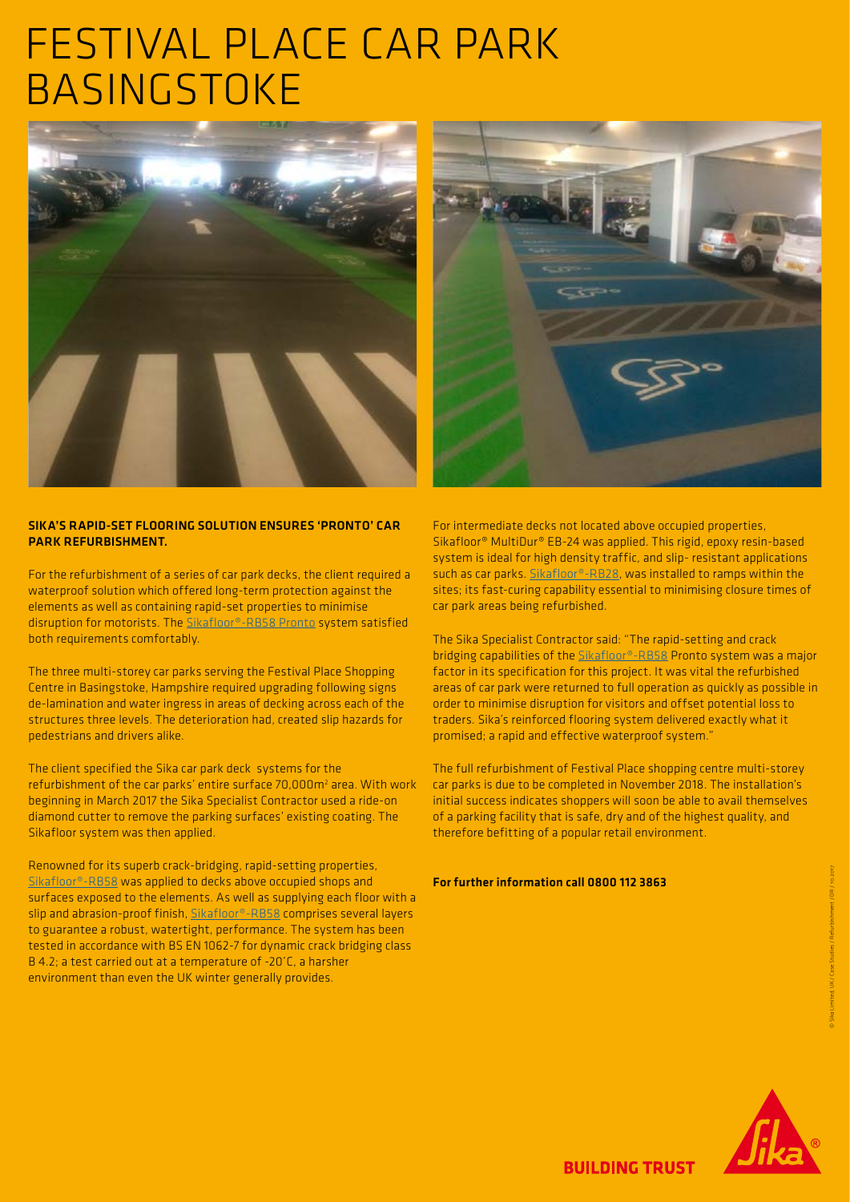# FESTIVAL PLACE CAR PARK BASINGSTOKE

**SIKA'S RAPID-SET FLOORING SOLUTION ENSURES 'PRONTO' CAR PARK REFURBISHMENT.**

For the refurbishment of a series of car park decks, the client required a waterproof solution which offered long-term protection against the elements as well as containing rapid-set properties to minimise disruption for motorists. The Sikafloor®-RB58 Pronto system satisfied both requirements comfortably.

The three multi-storey car parks serving the Festival Place Shopping Centre in Basingstoke, Hampshire required upgrading following signs de-lamination and water ingress in areas of decking across each of the structures three levels. The deterioration had, created slip hazards for pedestrians and drivers alike.

The client specified the Sika car park deck systems for the refurbishment of the car parks' entire surface 70,000m² area. With work beginning in March 2017 the Sika Specialist Contractor used a ride-on diamond cutter to remove the parking surfaces' existing coating. The Sikafloor system was then applied.

Renowned for its superb crack-bridging, rapid-setting properties, Sikafloor®-RB58 was applied to decks above occupied shops and surfaces exposed to the elements. As well as supplying each floor with a slip and abrasion-proof finish, Sikafloor®-RB58 comprises several layers to guarantee a robust, watertight, performance. The system has been tested in accordance with BS EN 1062-7 for dynamic crack bridging class B 4.2; a test carried out at a temperature of -20˚C, a harsher environment than even the UK winter generally provides.

For intermediate decks not located above occupied properties, Sikafloor® MultiDur® EB-24 was applied. This rigid, epoxy resin-based system is ideal for high density traffic, and slip- resistant applications such as car parks. Sikafloor®-RB28, was installed to ramps within the sites; its fast-curing capability essential to minimising closure times of car park areas being refurbished.

The Sika Specialist Contractor said: "The rapid-setting and crack bridging capabilities of the Sikafloor®-RB58 Pronto system was a major factor in its specification for this project. It was vital the refurbished areas of car park were returned to full operation as quickly as possible in order to minimise disruption for visitors and offset potential loss to traders. Sika's reinforced flooring system delivered exactly what it promised; a rapid and effective waterproof system."

The full refurbishment of Festival Place shopping centre multi-storey car parks is due to be completed in November 2018. The installation's initial success indicates shoppers will soon be able to avail themselves of a parking facility that is safe, dry and of the highest quality, and therefore befitting of a popular retail environment.

**For further information call 0800 112 3863**

BUILDING TRUST